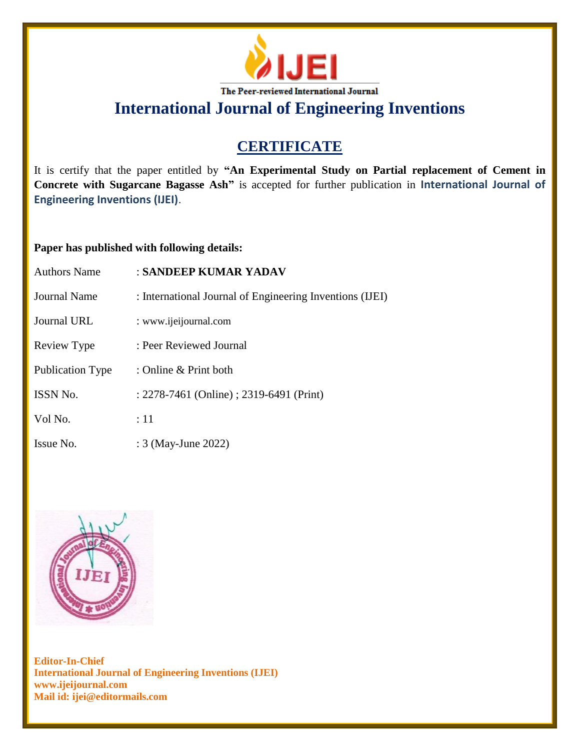# IJEI

The Peer-reviewed International Journal

## International Journal of Engineering Inventions

## CERTIFICATE

It is certify that the paper entitled by **"An Experimental Study on Partial replacement of Cement in Concrete with Sugarcane Bagasse Ash"** is accepted for further publication in **International Journal of Engineering Inventions (IJEI)**.

**Paper has published with following details:**

| | |
|---|---|
| Authors Name | : **SANDEEP KUMAR YADAV** |
| Journal Name | : International Journal of Engineering Inventions (IJEI) |
| Journal URL | : www.ijeijournal.com |
| Review Type | : Peer Reviewed Journal |
| Publication Type | : Online & Print both |
| ISSN No. | : 2278-7461 (Online) ; 2319-6491 (Print) |
| Vol No. | : 11 |
| Issue No. | : 3 (May-June 2022) |

**Editor-In-Chief**
**International Journal of Engineering Inventions (IJEI)**
**www.ijeijournal.com**
**Mail id: ijei@editormails.com**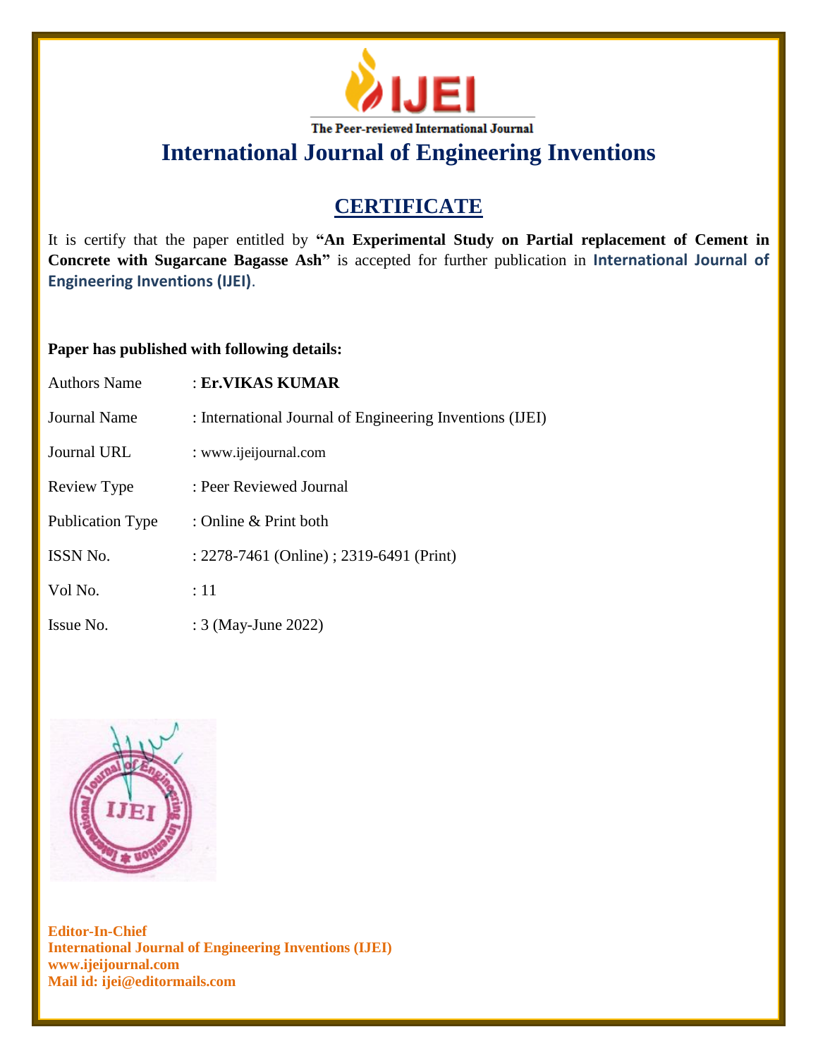The Peer-reviewed International Journal

# International Journal of Engineering Inventions

## CERTIFICATE

It is certify that the paper entitled by **"An Experimental Study on Partial replacement of Cement in Concrete with Sugarcane Bagasse Ash"** is accepted for further publication in **International Journal of Engineering Inventions (IJEI)**.

**Paper has published with following details:**

| | |
|---|---|
| Authors Name | : **Er.VIKAS KUMAR** |
| Journal Name | : International Journal of Engineering Inventions (IJEI) |
| Journal URL | : www.ijeijournal.com |
| Review Type | : Peer Reviewed Journal |
| Publication Type | : Online & Print both |
| ISSN No. | : 2278-7461 (Online) ; 2319-6491 (Print) |
| Vol No. | : 11 |
| Issue No. | : 3 (May-June 2022) |

**Editor-In-Chief**
**International Journal of Engineering Inventions (IJEI)**
**www.ijeijournal.com**
**Mail id: ijei@editormails.com**